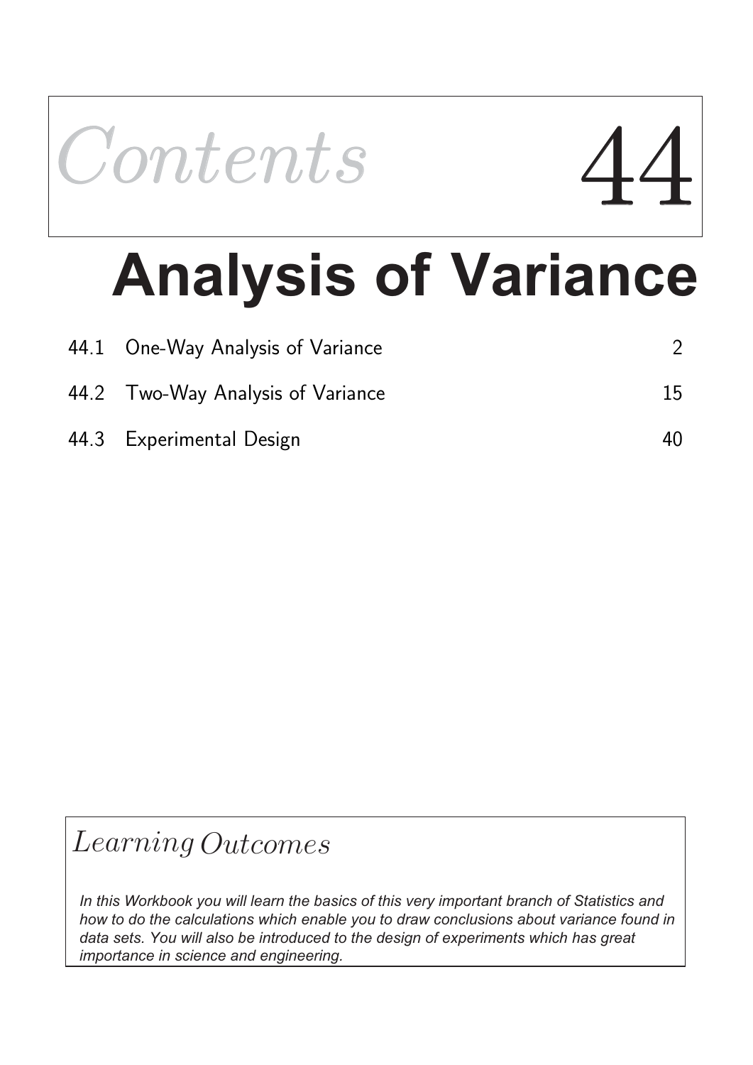# Contents 44

# Analysis of Variance

| | | |
|---|---|---|
| 44.1 | One-Way Analysis of Variance | 2 |
| 44.2 | Two-Way Analysis of Variance | 15 |
| 44.3 | Experimental Design | 40 |

## *Learning Outcomes*

*In this Workbook you will learn the basics of this very important branch of Statistics and how to do the calculations which enable you to draw conclusions about variance found in data sets. You will also be introduced to the design of experiments which has great importance in science and engineering.*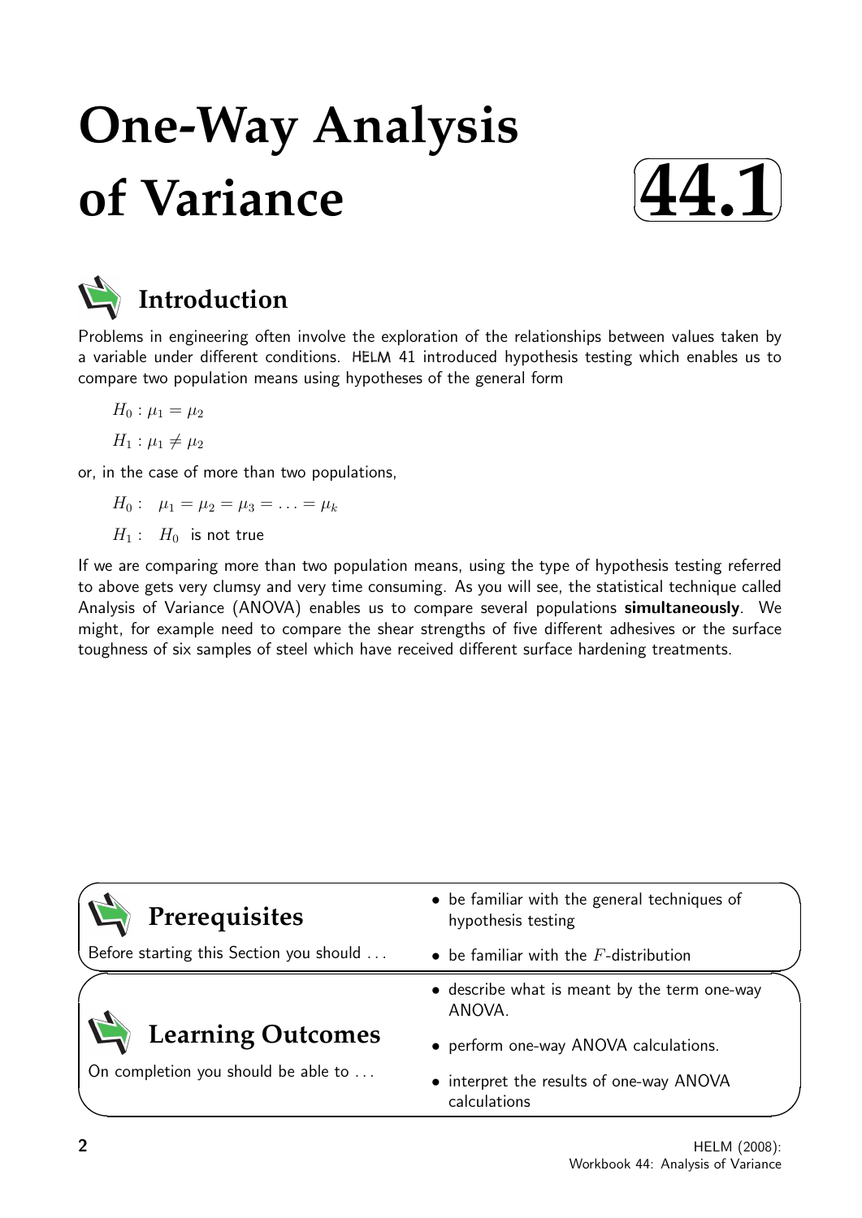# One-Way Analysis of Variance

## 44.1

## Introduction

Problems in engineering often involve the exploration of the relationships between values taken by a variable under different conditions. HELM 41 introduced hypothesis testing which enables us to compare two population means using hypotheses of the general form

$H_0 : \mu_1 = \mu_2$

$H_1 : \mu_1 \neq \mu_2$

or, in the case of more than two populations,

$H_0 : \quad \mu_1 = \mu_2 = \mu_3 = \ldots = \mu_k$

$H_1 : \quad H_0$ is not true

If we are comparing more than two population means, using the type of hypothesis testing referred to above gets very clumsy and very time consuming. As you will see, the statistical technique called Analysis of Variance (ANOVA) enables us to compare several populations **simultaneously**. We might, for example need to compare the shear strengths of five different adhesives or the surface toughness of six samples of steel which have received different surface hardening treatments.

## Prerequisites

Before starting this Section you should ...

- be familiar with the general techniques of hypothesis testing
- be familiar with the $F$-distribution

## Learning Outcomes

On completion you should be able to ...

- describe what is meant by the term one-way ANOVA.
- perform one-way ANOVA calculations.
- interpret the results of one-way ANOVA calculations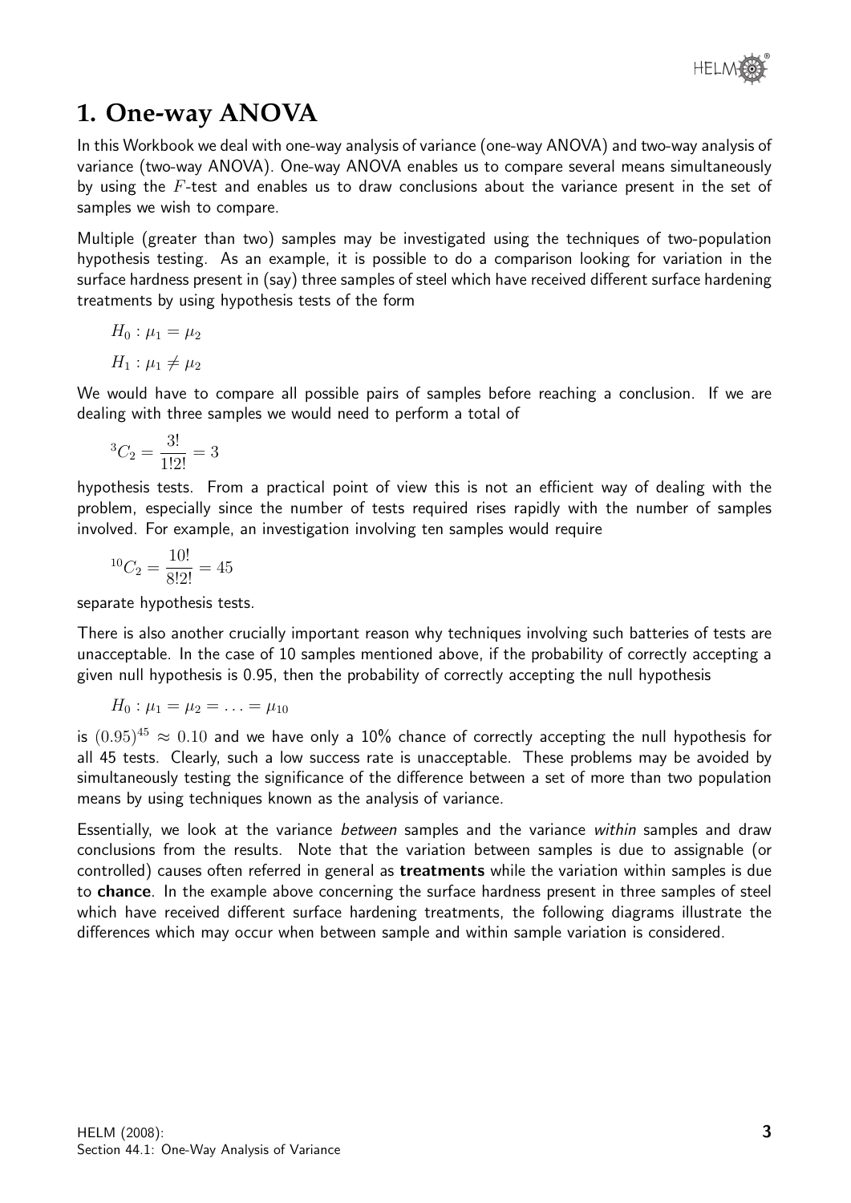# 1. One-way ANOVA

In this Workbook we deal with one-way analysis of variance (one-way ANOVA) and two-way analysis of variance (two-way ANOVA). One-way ANOVA enables us to compare several means simultaneously by using the $F$-test and enables us to draw conclusions about the variance present in the set of samples we wish to compare.

Multiple (greater than two) samples may be investigated using the techniques of two-population hypothesis testing. As an example, it is possible to do a comparison looking for variation in the surface hardness present in (say) three samples of steel which have received different surface hardening treatments by using hypothesis tests of the form

$$H_0 : \mu_1 = \mu_2$$

$$H_1 : \mu_1 \neq \mu_2$$

We would have to compare all possible pairs of samples before reaching a conclusion. If we are dealing with three samples we would need to perform a total of

$$^3C_2 = \frac{3!}{1!2!} = 3$$

hypothesis tests. From a practical point of view this is not an efficient way of dealing with the problem, especially since the number of tests required rises rapidly with the number of samples involved. For example, an investigation involving ten samples would require

$$^{10}C_2 = \frac{10!}{8!2!} = 45$$

separate hypothesis tests.

There is also another crucially important reason why techniques involving such batteries of tests are unacceptable. In the case of 10 samples mentioned above, if the probability of correctly accepting a given null hypothesis is 0.95, then the probability of correctly accepting the null hypothesis

$$H_0 : \mu_1 = \mu_2 = \ldots = \mu_{10}$$

is $(0.95)^{45} \approx 0.10$ and we have only a 10% chance of correctly accepting the null hypothesis for all 45 tests. Clearly, such a low success rate is unacceptable. These problems may be avoided by simultaneously testing the significance of the difference between a set of more than two population means by using techniques known as the analysis of variance.

Essentially, we look at the variance *between* samples and the variance *within* samples and draw conclusions from the results. Note that the variation between samples is due to assignable (or controlled) causes often referred in general as **treatments** while the variation within samples is due to **chance**. In the example above concerning the surface hardness present in three samples of steel which have received different surface hardening treatments, the following diagrams illustrate the differences which may occur when between sample and within sample variation is considered.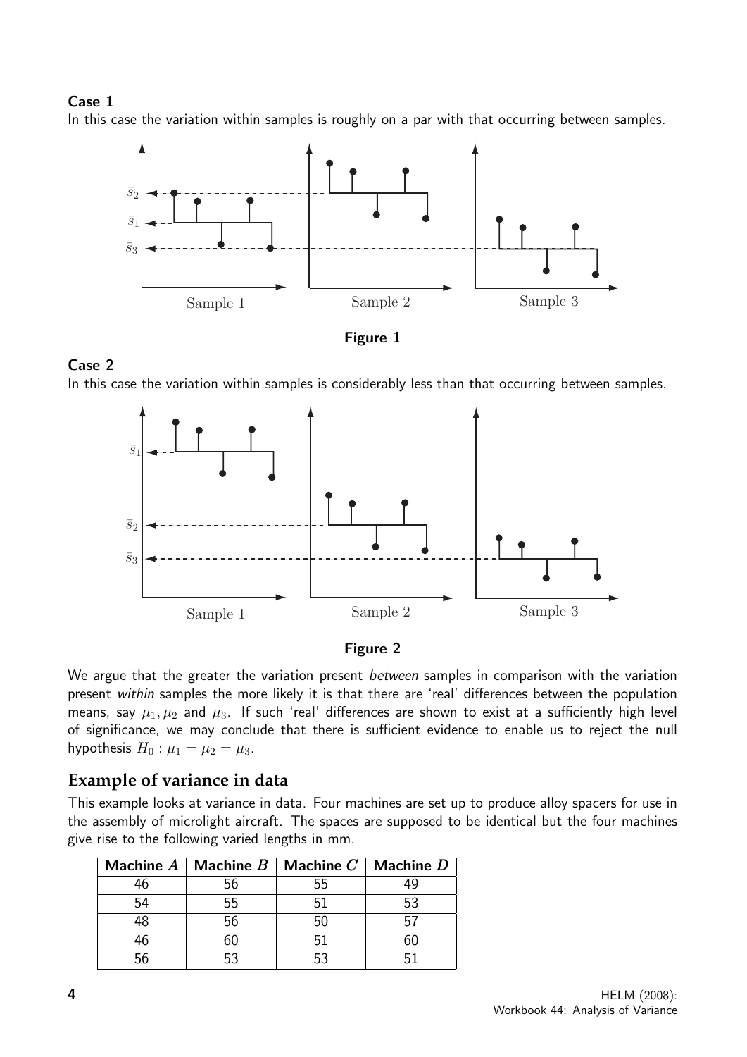**Case 1**

In this case the variation within samples is roughly on a par with that occurring between samples.

**Figure 1**

**Case 2**

In this case the variation within samples is considerably less than that occurring between samples.

**Figure 2**

We argue that the greater the variation present *between* samples in comparison with the variation present *within* samples the more likely it is that there are 'real' differences between the population means, say $\mu_1, \mu_2$ and $\mu_3$. If such 'real' differences are shown to exist at a sufficiently high level of significance, we may conclude that there is sufficient evidence to enable us to reject the null hypothesis $H_0 : \mu_1 = \mu_2 = \mu_3$.

## Example of variance in data

This example looks at variance in data. Four machines are set up to produce alloy spacers for use in the assembly of microlight aircraft. The spaces are supposed to be identical but the four machines give rise to the following varied lengths in mm.

| Machine $A$ | Machine $B$ | Machine $C$ | Machine $D$ |
|---|---|---|---|
| 46 | 56 | 55 | 49 |
| 54 | 55 | 51 | 53 |
| 48 | 56 | 50 | 57 |
| 46 | 60 | 51 | 60 |
| 56 | 53 | 53 | 51 |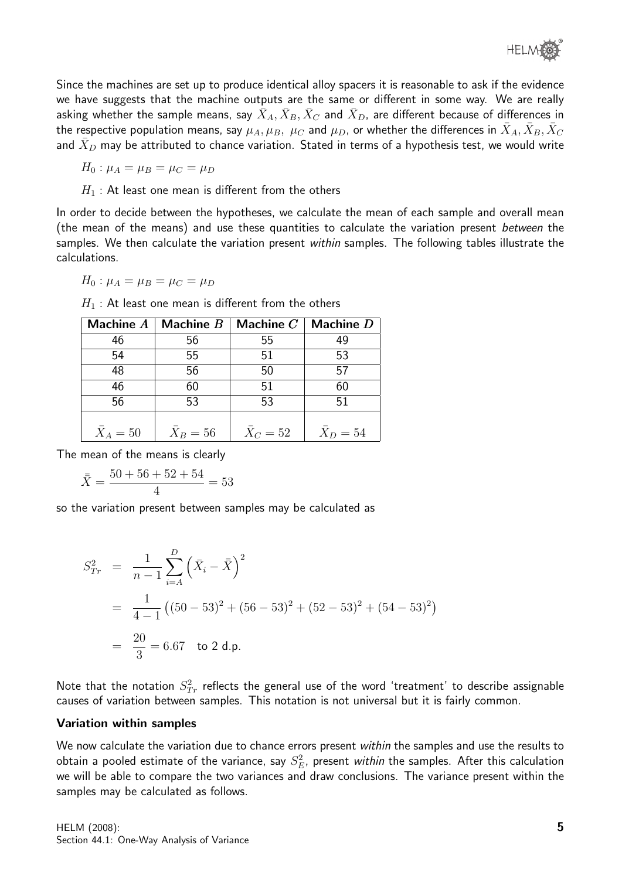Since the machines are set up to produce identical alloy spacers it is reasonable to ask if the evidence we have suggests that the machine outputs are the same or different in some way. We are really asking whether the sample means, say $\bar{X}_A, \bar{X}_B, \bar{X}_C$ and $\bar{X}_D$, are different because of differences in the respective population means, say $\mu_A, \mu_B, \ \mu_C$ and $\mu_D$, or whether the differences in $\bar{X}_A, \bar{X}_B, \bar{X}_C$ and $\bar{X}_D$ may be attributed to chance variation. Stated in terms of a hypothesis test, we would write

$H_0 : \mu_A = \mu_B = \mu_C = \mu_D$

$H_1$ : At least one mean is different from the others

In order to decide between the hypotheses, we calculate the mean of each sample and overall mean (the mean of the means) and use these quantities to calculate the variation present *between* the samples. We then calculate the variation present *within* samples. The following tables illustrate the calculations.

$H_0 : \mu_A = \mu_B = \mu_C = \mu_D$

$H_1$ : At least one mean is different from the others

| Machine $A$ | Machine $B$ | Machine $C$ | Machine $D$ |
|---|---|---|---|
| 46 | 56 | 55 | 49 |
| 54 | 55 | 51 | 53 |
| 48 | 56 | 50 | 57 |
| 46 | 60 | 51 | 60 |
| 56 | 53 | 53 | 51 |
| $\bar{X}_A = 50$ | $\bar{X}_B = 56$ | $\bar{X}_C = 52$ | $\bar{X}_D = 54$ |

The mean of the means is clearly

$$\bar{\bar{X}} = \frac{50 + 56 + 52 + 54}{4} = 53$$

so the variation present between samples may be calculated as

$$\begin{aligned} S_{Tr}^2 &= \frac{1}{n-1} \sum_{i=A}^{D} \left( \bar{X}_i - \bar{\bar{X}} \right)^2 \\ &= \frac{1}{4-1} \left( (50-53)^2 + (56-53)^2 + (52-53)^2 + (54-53)^2 \right) \\ &= \frac{20}{3} = 6.67 \quad \text{to 2 d.p.} \end{aligned}$$

Note that the notation $S_{Tr}^2$ reflects the general use of the word 'treatment' to describe assignable causes of variation between samples. This notation is not universal but it is fairly common.

**Variation within samples**

We now calculate the variation due to chance errors present *within* the samples and use the results to obtain a pooled estimate of the variance, say $S_E^2$, present *within* the samples. After this calculation we will be able to compare the two variances and draw conclusions. The variance present within the samples may be calculated as follows.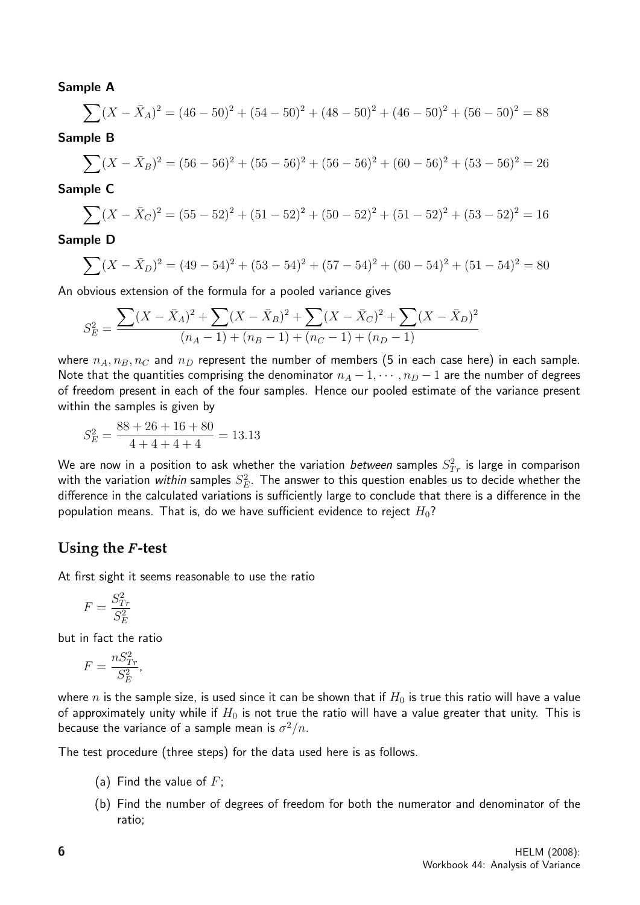**Sample A**

$$\sum(X - \bar{X}_A)^2 = (46-50)^2 + (54-50)^2 + (48-50)^2 + (46-50)^2 + (56-50)^2 = 88$$

**Sample B**

$$\sum(X - \bar{X}_B)^2 = (56-56)^2 + (55-56)^2 + (56-56)^2 + (60-56)^2 + (53-56)^2 = 26$$

**Sample C**

$$\sum(X - \bar{X}_C)^2 = (55-52)^2 + (51-52)^2 + (50-52)^2 + (51-52)^2 + (53-52)^2 = 16$$

**Sample D**

$$\sum(X - \bar{X}_D)^2 = (49-54)^2 + (53-54)^2 + (57-54)^2 + (60-54)^2 + (51-54)^2 = 80$$

An obvious extension of the formula for a pooled variance gives

$$S_E^2 = \frac{\sum(X - \bar{X}_A)^2 + \sum(X - \bar{X}_B)^2 + \sum(X - \bar{X}_C)^2 + \sum(X - \bar{X}_D)^2}{(n_A - 1) + (n_B - 1) + (n_C - 1) + (n_D - 1)}$$

where $n_A, n_B, n_C$ and $n_D$ represent the number of members (5 in each case here) in each sample. Note that the quantities comprising the denominator $n_A - 1, \cdots, n_D - 1$ are the number of degrees of freedom present in each of the four samples. Hence our pooled estimate of the variance present within the samples is given by

$$S_E^2 = \frac{88 + 26 + 16 + 80}{4 + 4 + 4 + 4} = 13.13$$

We are now in a position to ask whether the variation *between* samples $S_{Tr}^2$ is large in comparison with the variation *within* samples $S_E^2$. The answer to this question enables us to decide whether the difference in the calculated variations is sufficiently large to conclude that there is a difference in the population means. That is, do we have sufficient evidence to reject $H_0$?

## Using the *F*-test

At first sight it seems reasonable to use the ratio

$$F = \frac{S_{Tr}^2}{S_E^2}$$

but in fact the ratio

$$F = \frac{nS_{Tr}^2}{S_E^2},$$

where $n$ is the sample size, is used since it can be shown that if $H_0$ is true this ratio will have a value of approximately unity while if $H_0$ is not true the ratio will have a value greater that unity. This is because the variance of a sample mean is $\sigma^2/n$.

The test procedure (three steps) for the data used here is as follows.

(a) Find the value of $F$;

(b) Find the number of degrees of freedom for both the numerator and denominator of the ratio;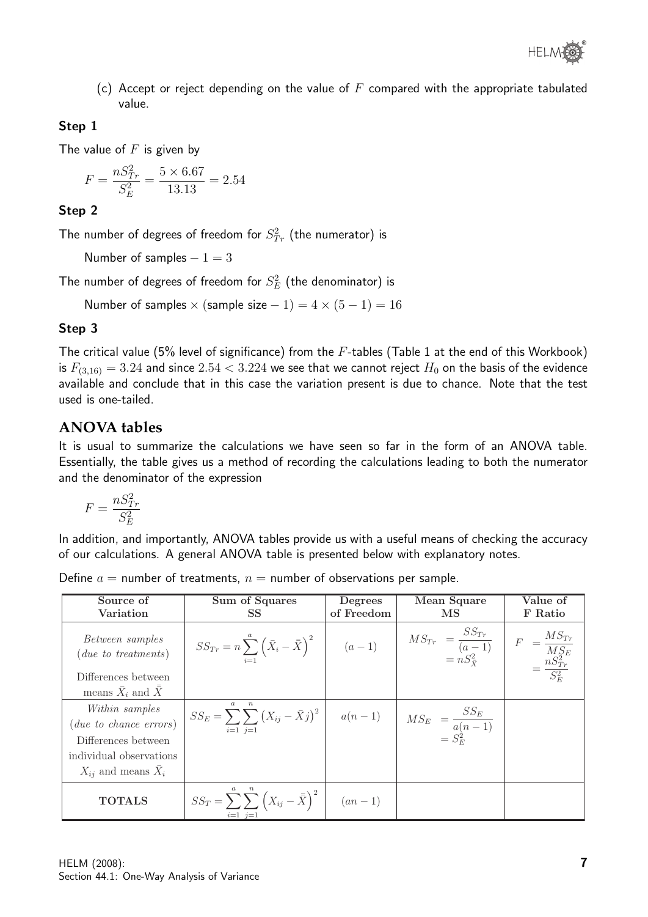(c) Accept or reject depending on the value of $F$ compared with the appropriate tabulated value.

**Step 1**

The value of $F$ is given by

$$F = \frac{nS_{Tr}^2}{S_E^2} = \frac{5 \times 6.67}{13.13} = 2.54$$

**Step 2**

The number of degrees of freedom for $S_{Tr}^2$ (the numerator) is

Number of samples $- 1 = 3$

The number of degrees of freedom for $S_E^2$ (the denominator) is

Number of samples $\times$ (sample size $- 1) = 4 \times (5 - 1) = 16$

**Step 3**

The critical value (5% level of significance) from the $F$-tables (Table 1 at the end of this Workbook) is $F_{(3,16)} = 3.24$ and since $2.54 < 3.224$ we see that we cannot reject $H_0$ on the basis of the evidence available and conclude that in this case the variation present is due to chance. Note that the test used is one-tailed.

## ANOVA tables

It is usual to summarize the calculations we have seen so far in the form of an ANOVA table. Essentially, the table gives us a method of recording the calculations leading to both the numerator and the denominator of the expression

$$F = \frac{nS_{Tr}^2}{S_E^2}$$

In addition, and importantly, ANOVA tables provide us with a useful means of checking the accuracy of our calculations. A general ANOVA table is presented below with explanatory notes.

Define $a$ = number of treatments, $n$ = number of observations per sample.

| Source of Variation | Sum of Squares SS | Degrees of Freedom | Mean Square MS | Value of F Ratio |
|---|---|---|---|---|
| *Between samples* (*due to treatments*) Differences between means $\bar{X}_i$ and $\bar{\bar{X}}$ | $SS_{Tr} = n\sum_{i=1}^{a}\left(\bar{X}_i - \bar{\bar{X}}\right)^2$ | $(a-1)$ | $MS_{Tr} = \dfrac{SS_{Tr}}{(a-1)} = nS_{\bar{X}}^2$ | $F = \dfrac{MS_{Tr}}{MS_E} = \dfrac{nS_{Tr}^2}{S_E^2}$ |
| *Within samples* (*due to chance errors*) Differences between individual observations $X_{ij}$ and means $\bar{X}_i$ | $SS_E = \sum_{i=1}^{a}\sum_{j=1}^{n}\left(X_{ij} - \bar{X}j\right)^2$ | $a(n-1)$ | $MS_E = \dfrac{SS_E}{a(n-1)} = S_E^2$ | |
| **TOTALS** | $SS_T = \sum_{i=1}^{a}\sum_{j=1}^{n}\left(X_{ij} - \bar{\bar{X}}\right)^2$ | $(an-1)$ | | |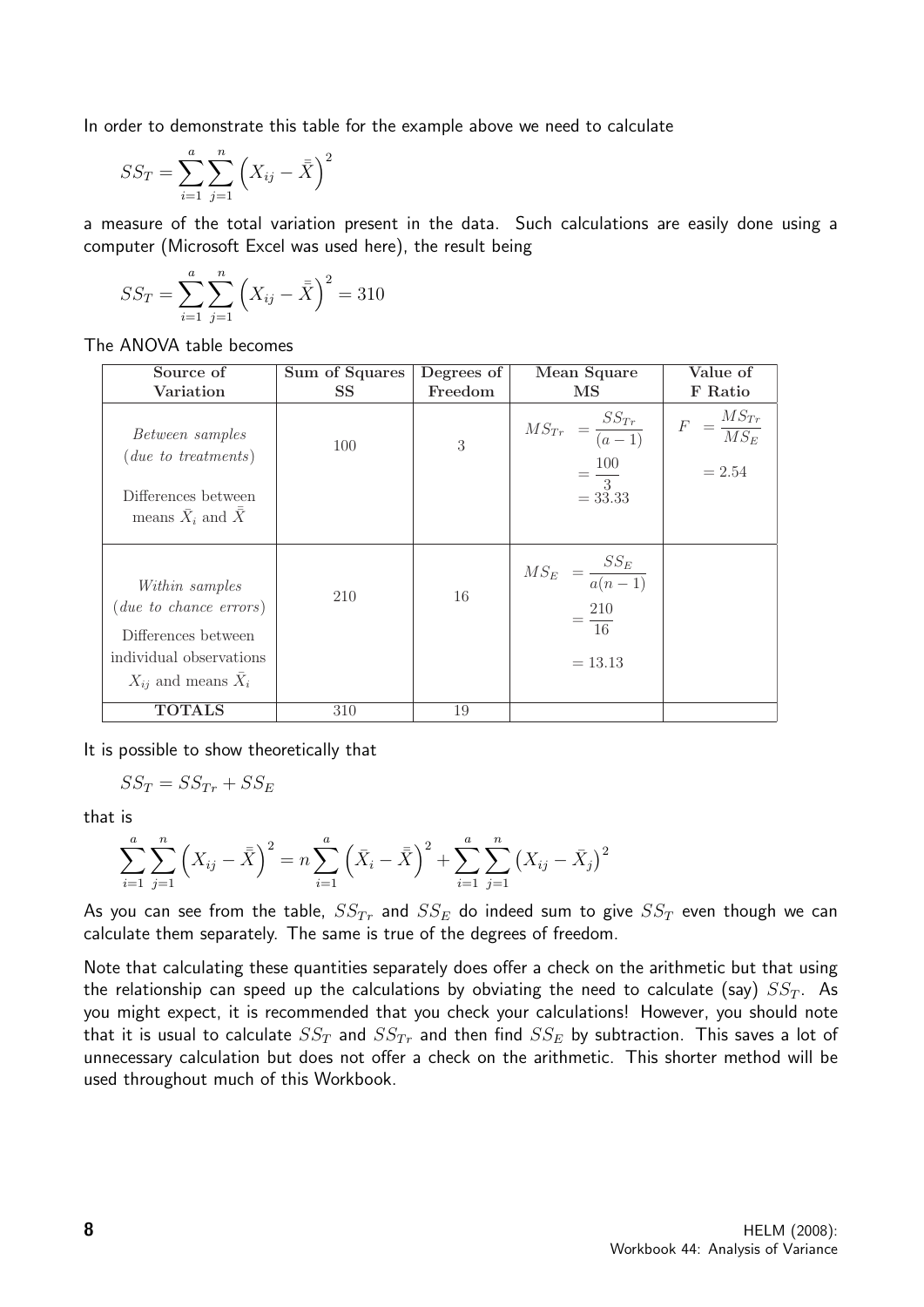In order to demonstrate this table for the example above we need to calculate

$$SS_T = \sum_{i=1}^{a} \sum_{j=1}^{n} \left( X_{ij} - \bar{\bar{X}} \right)^2$$

a measure of the total variation present in the data. Such calculations are easily done using a computer (Microsoft Excel was used here), the result being

$$SS_T = \sum_{i=1}^{a} \sum_{j=1}^{n} \left( X_{ij} - \bar{\bar{X}} \right)^2 = 310$$

The ANOVA table becomes

| Source of Variation | Sum of Squares SS | Degrees of Freedom | Mean Square MS | Value of F Ratio |
|---|---|---|---|---|
| *Between samples* (*due to treatments*) Differences between means $\bar{X}_i$ and $\bar{\bar{X}}$ | 100 | 3 | $MS_{Tr} = \dfrac{SS_{Tr}}{(a-1)} = \dfrac{100}{3} = 33.33$ | $F = \dfrac{MS_{Tr}}{MS_E} = 2.54$ |
| *Within samples* (*due to chance errors*) Differences between individual observations $X_{ij}$ and means $\bar{X}_i$ | 210 | 16 | $MS_E = \dfrac{SS_E}{a(n-1)} = \dfrac{210}{16} = 13.13$ | |
| **TOTALS** | 310 | 19 | | |

It is possible to show theoretically that

$$SS_T = SS_{Tr} + SS_E$$

that is

$$\sum_{i=1}^{a} \sum_{j=1}^{n} \left( X_{ij} - \bar{\bar{X}} \right)^2 = n \sum_{i=1}^{a} \left( \bar{X}_i - \bar{\bar{X}} \right)^2 + \sum_{i=1}^{a} \sum_{j=1}^{n} \left( X_{ij} - \bar{X}_j \right)^2$$

As you can see from the table, $SS_{Tr}$ and $SS_E$ do indeed sum to give $SS_T$ even though we can calculate them separately. The same is true of the degrees of freedom.

Note that calculating these quantities separately does offer a check on the arithmetic but that using the relationship can speed up the calculations by obviating the need to calculate (say) $SS_T$. As you might expect, it is recommended that you check your calculations! However, you should note that it is usual to calculate $SS_T$ and $SS_{Tr}$ and then find $SS_E$ by subtraction. This saves a lot of unnecessary calculation but does not offer a check on the arithmetic. This shorter method will be used throughout much of this Workbook.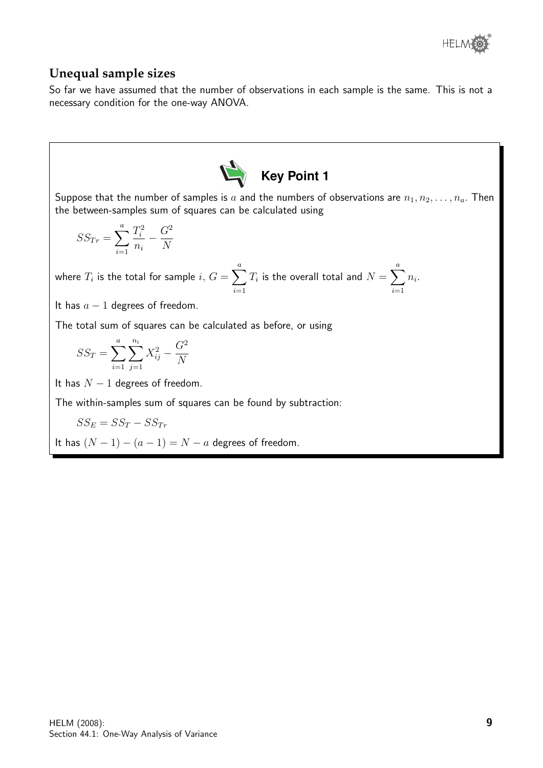## Unequal sample sizes

So far we have assumed that the number of observations in each sample is the same. This is not a necessary condition for the one-way ANOVA.

### Key Point 1

Suppose that the number of samples is $a$ and the numbers of observations are $n_1, n_2, \ldots, n_a$. Then the between-samples sum of squares can be calculated using

$$SS_{Tr} = \sum_{i=1}^{a} \frac{T_i^2}{n_i} - \frac{G^2}{N}$$

where $T_i$ is the total for sample $i$, $G = \sum_{i=1}^{a} T_i$ is the overall total and $N = \sum_{i=1}^{a} n_i$.

It has $a - 1$ degrees of freedom.

The total sum of squares can be calculated as before, or using

$$SS_T = \sum_{i=1}^{a} \sum_{j=1}^{n_i} X_{ij}^2 - \frac{G^2}{N}$$

It has $N - 1$ degrees of freedom.

The within-samples sum of squares can be found by subtraction:

$$SS_E = SS_T - SS_{Tr}$$

It has $(N - 1) - (a - 1) = N - a$ degrees of freedom.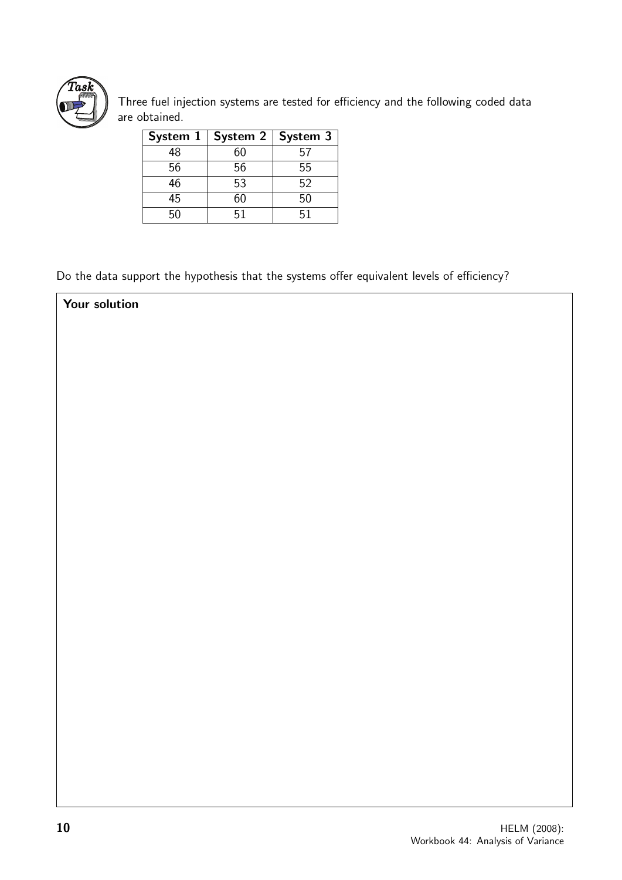**Task**

Three fuel injection systems are tested for efficiency and the following coded data are obtained.

| System 1 | System 2 | System 3 |
|---|---|---|
| 48 | 60 | 57 |
| 56 | 56 | 55 |
| 46 | 53 | 52 |
| 45 | 60 | 50 |
| 50 | 51 | 51 |

Do the data support the hypothesis that the systems offer equivalent levels of efficiency?

**Your solution**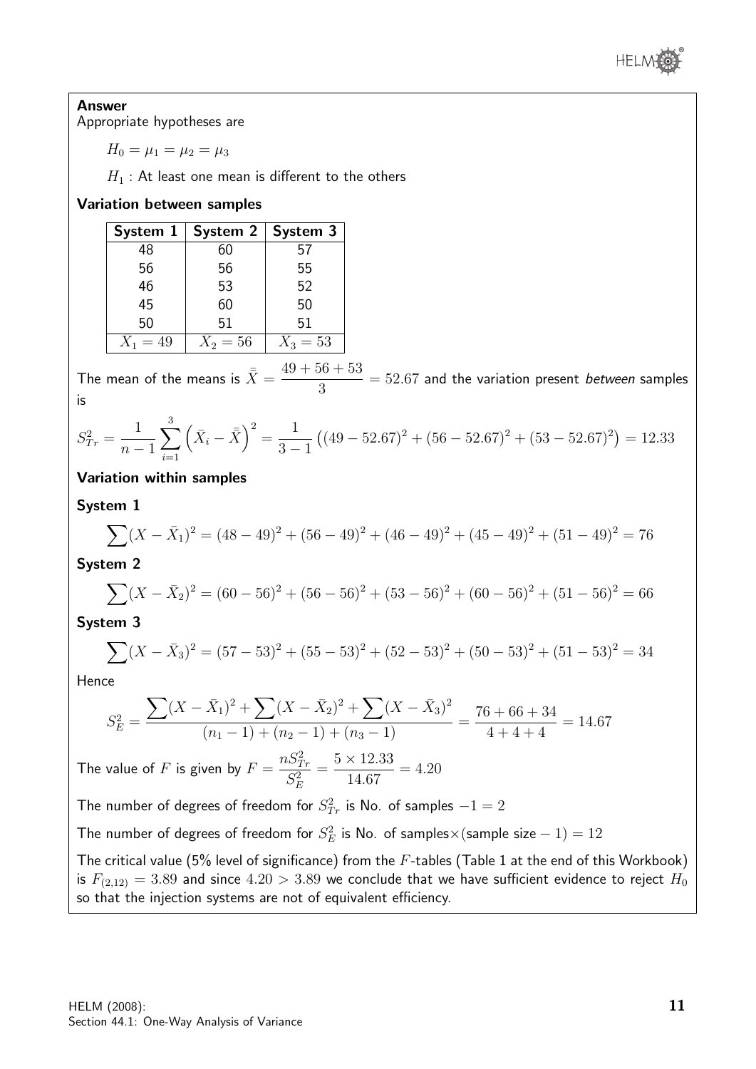**Answer**

Appropriate hypotheses are

$H_0 = \mu_1 = \mu_2 = \mu_3$

$H_1$ : At least one mean is different to the others

**Variation between samples**

| System 1 | System 2 | System 3 |
|---|---|---|
| 48 | 60 | 57 |
| 56 | 56 | 55 |
| 46 | 53 | 52 |
| 45 | 60 | 50 |
| 50 | 51 | 51 |
| $X_1 = 49$ | $X_2 = 56$ | $X_3 = 53$ |

The mean of the means is $\bar{\bar{X}} = \dfrac{49 + 56 + 53}{3} = 52.67$ and the variation present *between* samples is

$$S_{Tr}^2 = \frac{1}{n-1}\sum_{i=1}^{3}\left(\bar{X}_i - \bar{\bar{X}}\right)^2 = \frac{1}{3-1}\left((49-52.67)^2 + (56-52.67)^2 + (53-52.67)^2\right) = 12.33$$

**Variation within samples**

**System 1**

$$\sum(X - \bar{X}_1)^2 = (48-49)^2 + (56-49)^2 + (46-49)^2 + (45-49)^2 + (51-49)^2 = 76$$

**System 2**

$$\sum(X - \bar{X}_2)^2 = (60-56)^2 + (56-56)^2 + (53-56)^2 + (60-56)^2 + (51-56)^2 = 66$$

**System 3**

$$\sum(X - \bar{X}_3)^2 = (57-53)^2 + (55-53)^2 + (52-53)^2 + (50-53)^2 + (51-53)^2 = 34$$

Hence

$$S_E^2 = \frac{\sum(X - \bar{X}_1)^2 + \sum(X - \bar{X}_2)^2 + \sum(X - \bar{X}_3)^2}{(n_1 - 1) + (n_2 - 1) + (n_3 - 1)} = \frac{76 + 66 + 34}{4 + 4 + 4} = 14.67$$

The value of $F$ is given by $F = \dfrac{nS_{Tr}^2}{S_E^2} = \dfrac{5 \times 12.33}{14.67} = 4.20$

The number of degrees of freedom for $S_{Tr}^2$ is No. of samples $-1 = 2$

The number of degrees of freedom for $S_E^2$ is No. of samples$\times$(sample size $- 1) = 12$

The critical value (5% level of significance) from the $F$-tables (Table 1 at the end of this Workbook) is $F_{(2,12)} = 3.89$ and since $4.20 > 3.89$ we conclude that we have sufficient evidence to reject $H_0$ so that the injection systems are not of equivalent efficiency.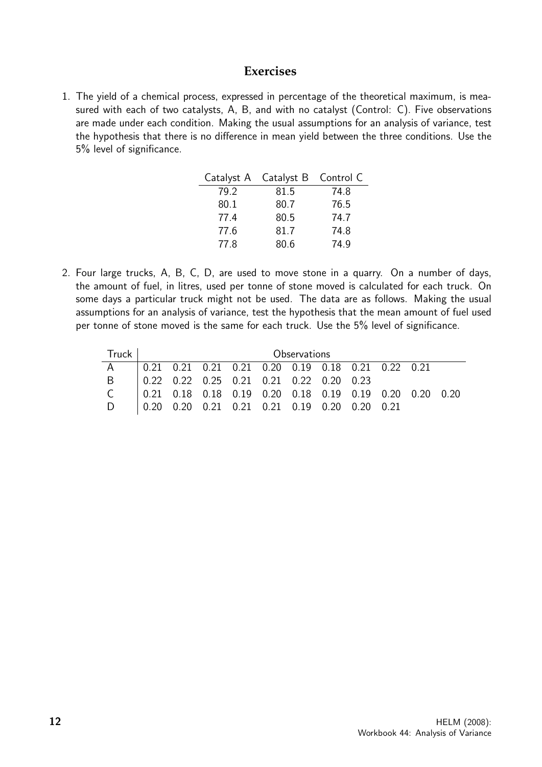## Exercises

1. The yield of a chemical process, expressed in percentage of the theoretical maximum, is measured with each of two catalysts, A, B, and with no catalyst (Control: C). Five observations are made under each condition. Making the usual assumptions for an analysis of variance, test the hypothesis that there is no difference in mean yield between the three conditions. Use the 5% level of significance.

| Catalyst A | Catalyst B | Control C |
|---|---|---|
| 79.2 | 81.5 | 74.8 |
| 80.1 | 80.7 | 76.5 |
| 77.4 | 80.5 | 74.7 |
| 77.6 | 81.7 | 74.8 |
| 77.8 | 80.6 | 74.9 |

2. Four large trucks, A, B, C, D, are used to move stone in a quarry. On a number of days, the amount of fuel, in litres, used per tonne of stone moved is calculated for each truck. On some days a particular truck might not be used. The data are as follows. Making the usual assumptions for an analysis of variance, test the hypothesis that the mean amount of fuel used per tonne of stone moved is the same for each truck. Use the 5% level of significance.

| Truck | Observations | | | | | | | | | | |
|---|---|---|---|---|---|---|---|---|---|---|---|
| A | 0.21 | 0.21 | 0.21 | 0.21 | 0.20 | 0.19 | 0.18 | 0.21 | 0.22 | 0.21 | |
| B | 0.22 | 0.22 | 0.25 | 0.21 | 0.21 | 0.22 | 0.20 | 0.23 | | | |
| C | 0.21 | 0.18 | 0.18 | 0.19 | 0.20 | 0.18 | 0.19 | 0.19 | 0.20 | 0.20 | 0.20 |
| D | 0.20 | 0.20 | 0.21 | 0.21 | 0.21 | 0.19 | 0.20 | 0.20 | 0.21 | | |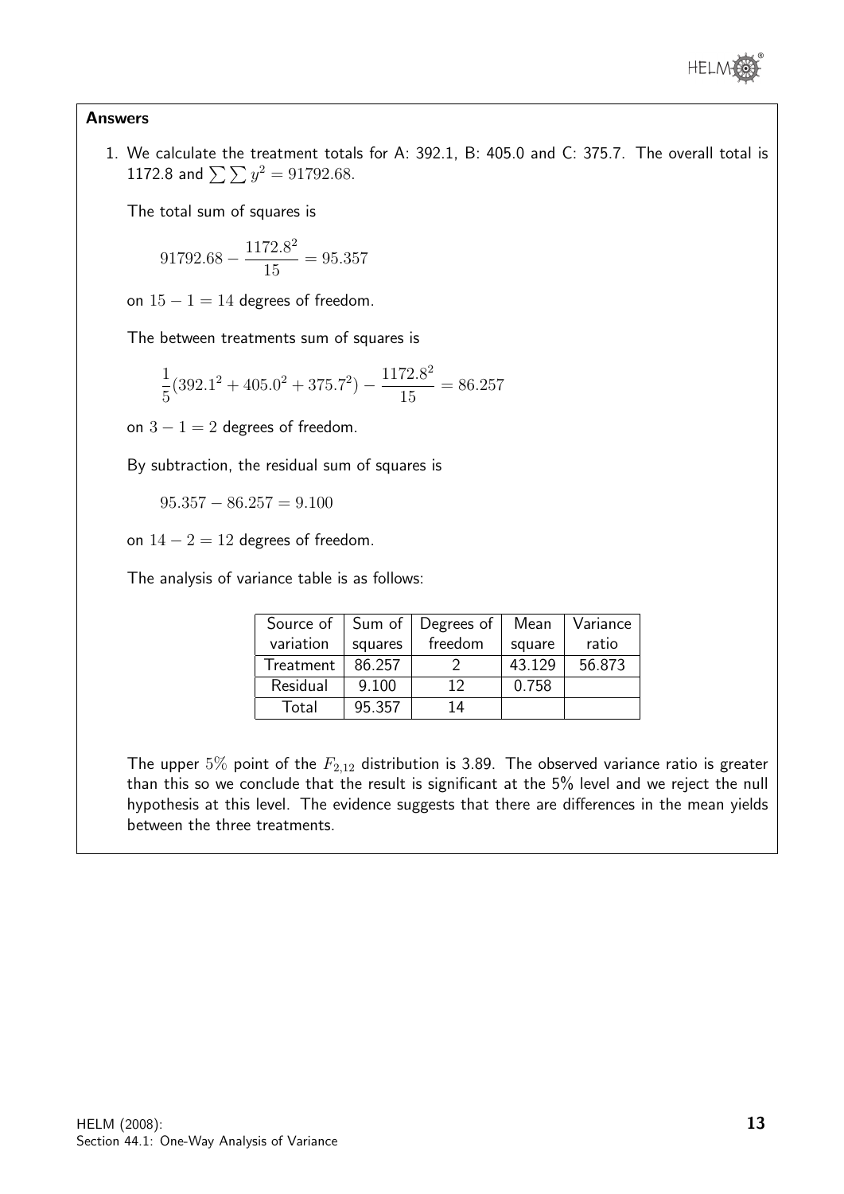**Answers**

1. We calculate the treatment totals for A: 392.1, B: 405.0 and C: 375.7. The overall total is 1172.8 and $\sum\sum y^2 = 91792.68$.

   The total sum of squares is

   $$91792.68 - \frac{1172.8^2}{15} = 95.357$$

   on $15 - 1 = 14$ degrees of freedom.

   The between treatments sum of squares is

   $$\frac{1}{5}(392.1^2 + 405.0^2 + 375.7^2) - \frac{1172.8^2}{15} = 86.257$$

   on $3 - 1 = 2$ degrees of freedom.

   By subtraction, the residual sum of squares is

   $$95.357 - 86.257 = 9.100$$

   on $14 - 2 = 12$ degrees of freedom.

   The analysis of variance table is as follows:

   | Source of variation | Sum of squares | Degrees of freedom | Mean square | Variance ratio |
   |---|---|---|---|---|
   | Treatment | 86.257 | 2 | 43.129 | 56.873 |
   | Residual | 9.100 | 12 | 0.758 | |
   | Total | 95.357 | 14 | | |

   The upper $5\%$ point of the $F_{2,12}$ distribution is 3.89. The observed variance ratio is greater than this so we conclude that the result is significant at the 5% level and we reject the null hypothesis at this level. The evidence suggests that there are differences in the mean yields between the three treatments.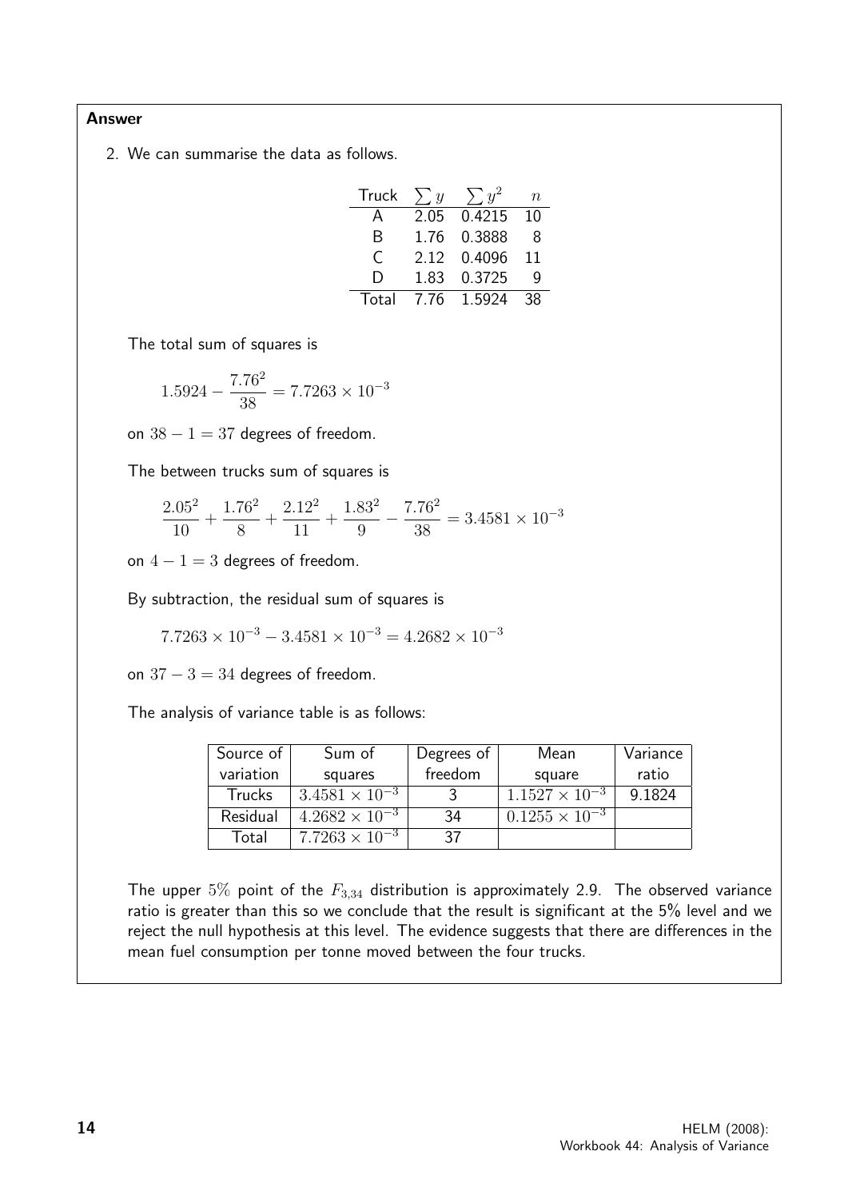**Answer**

2. We can summarise the data as follows.

| Truck | $\sum y$ | $\sum y^2$ | $n$ |
|---|---|---|---|
| A | 2.05 | 0.4215 | 10 |
| B | 1.76 | 0.3888 | 8 |
| C | 2.12 | 0.4096 | 11 |
| D | 1.83 | 0.3725 | 9 |
| Total | 7.76 | 1.5924 | 38 |

The total sum of squares is

$$1.5924 - \frac{7.76^2}{38} = 7.7263 \times 10^{-3}$$

on $38 - 1 = 37$ degrees of freedom.

The between trucks sum of squares is

$$\frac{2.05^2}{10} + \frac{1.76^2}{8} + \frac{2.12^2}{11} + \frac{1.83^2}{9} - \frac{7.76^2}{38} = 3.4581 \times 10^{-3}$$

on $4 - 1 = 3$ degrees of freedom.

By subtraction, the residual sum of squares is

$$7.7263 \times 10^{-3} - 3.4581 \times 10^{-3} = 4.2682 \times 10^{-3}$$

on $37 - 3 = 34$ degrees of freedom.

The analysis of variance table is as follows:

| Source of variation | Sum of squares | Degrees of freedom | Mean square | Variance ratio |
|---|---|---|---|---|
| Trucks | $3.4581 \times 10^{-3}$ | 3 | $1.1527 \times 10^{-3}$ | 9.1824 |
| Residual | $4.2682 \times 10^{-3}$ | 34 | $0.1255 \times 10^{-3}$ | |
| Total | $7.7263 \times 10^{-3}$ | 37 | | |

The upper $5\%$ point of the $F_{3,34}$ distribution is approximately 2.9. The observed variance ratio is greater than this so we conclude that the result is significant at the 5% level and we reject the null hypothesis at this level. The evidence suggests that there are differences in the mean fuel consumption per tonne moved between the four trucks.